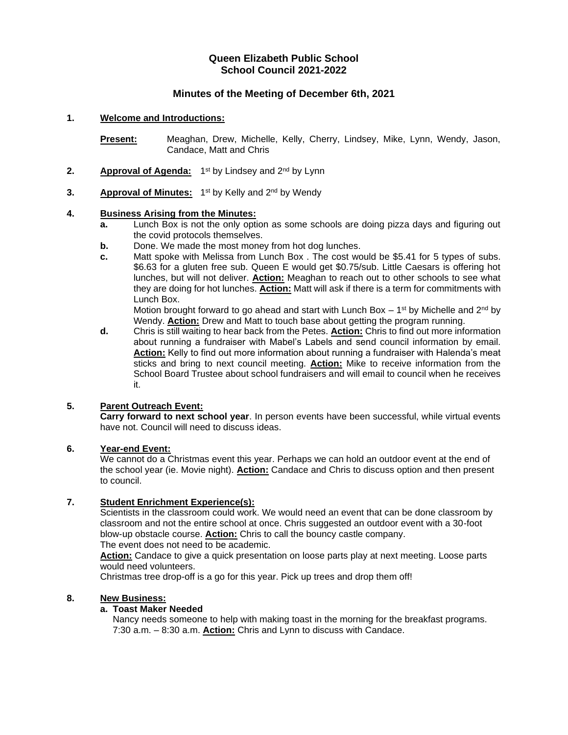# Queen Elizabeth Public School
## School Council 2021-2022

## Minutes of the Meeting of December 6th, 2021

**1. Welcome and Introductions:**

**Present:** Meaghan, Drew, Michelle, Kelly, Cherry, Lindsey, Mike, Lynn, Wendy, Jason, Candace, Matt and Chris

**2. Approval of Agenda:** 1st by Lindsey and 2nd by Lynn

**3. Approval of Minutes:** 1st by Kelly and 2nd by Wendy

**4. Business Arising from the Minutes:**

**a.** Lunch Box is not the only option as some schools are doing pizza days and figuring out the covid protocols themselves.

**b.** Done. We made the most money from hot dog lunches.

**c.** Matt spoke with Melissa from Lunch Box . The cost would be $5.41 for 5 types of subs. $6.63 for a gluten free sub. Queen E would get $0.75/sub. Little Caesars is offering hot lunches, but will not deliver. **Action:** Meaghan to reach out to other schools to see what they are doing for hot lunches. **Action:** Matt will ask if there is a term for commitments with Lunch Box.
Motion brought forward to go ahead and start with Lunch Box – 1st by Michelle and 2nd by Wendy. **Action:** Drew and Matt to touch base about getting the program running.

**d.** Chris is still waiting to hear back from the Petes. **Action:** Chris to find out more information about running a fundraiser with Mabel's Labels and send council information by email. **Action:** Kelly to find out more information about running a fundraiser with Halenda's meat sticks and bring to next council meeting. **Action:** Mike to receive information from the School Board Trustee about school fundraisers and will email to council when he receives it.

**5. Parent Outreach Event:**

**Carry forward to next school year**. In person events have been successful, while virtual events have not. Council will need to discuss ideas.

**6. Year-end Event:**

We cannot do a Christmas event this year. Perhaps we can hold an outdoor event at the end of the school year (ie. Movie night). **Action:** Candace and Chris to discuss option and then present to council.

**7. Student Enrichment Experience(s):**

Scientists in the classroom could work. We would need an event that can be done classroom by classroom and not the entire school at once. Chris suggested an outdoor event with a 30-foot blow-up obstacle course. **Action:** Chris to call the bouncy castle company.
The event does not need to be academic.
**Action:** Candace to give a quick presentation on loose parts play at next meeting. Loose parts would need volunteers.
Christmas tree drop-off is a go for this year. Pick up trees and drop them off!

**8. New Business:**

**a. Toast Maker Needed**

Nancy needs someone to help with making toast in the morning for the breakfast programs. 7:30 a.m. – 8:30 a.m. **Action:** Chris and Lynn to discuss with Candace.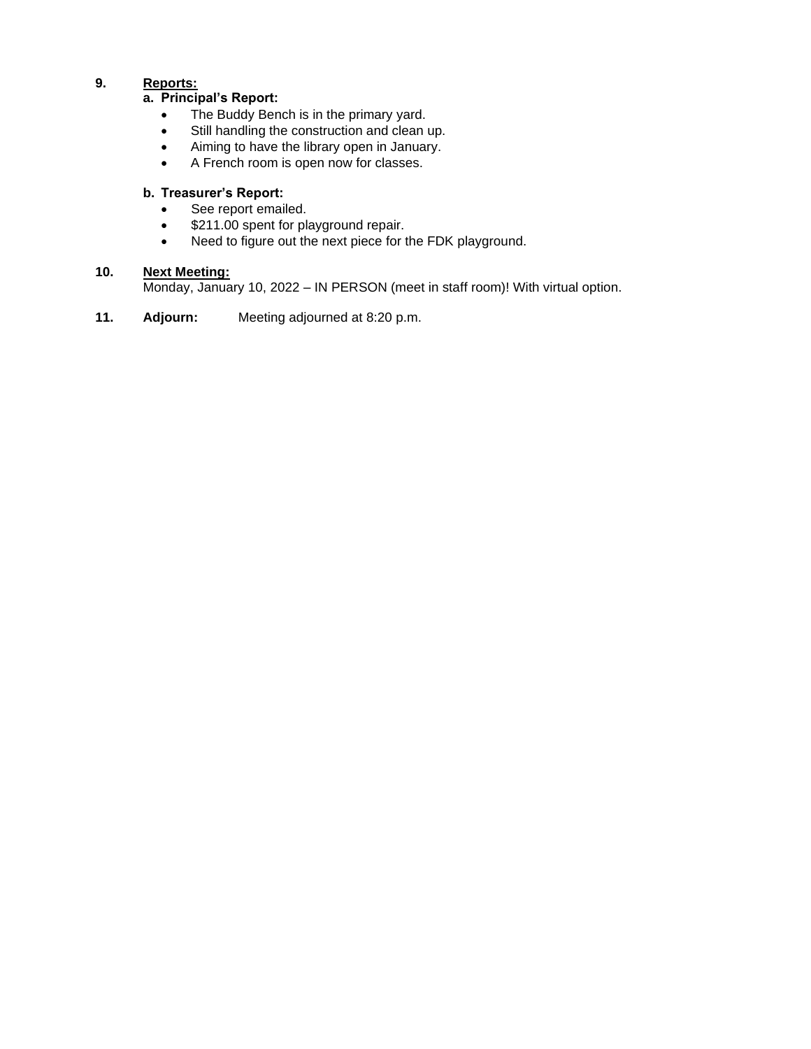**9. Reports:**

**a. Principal's Report:**

- The Buddy Bench is in the primary yard.
- Still handling the construction and clean up.
- Aiming to have the library open in January.
- A French room is open now for classes.

**b. Treasurer's Report:**

- See report emailed.
- $211.00 spent for playground repair.
- Need to figure out the next piece for the FDK playground.

**10. Next Meeting:**

Monday, January 10, 2022 – IN PERSON (meet in staff room)! With virtual option.

**11. Adjourn:** Meeting adjourned at 8:20 p.m.